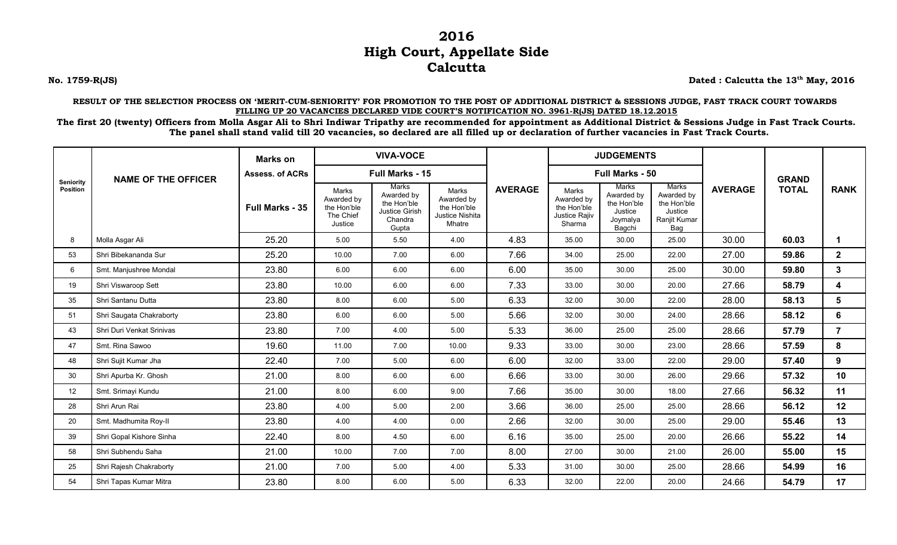# 2016
# High Court, Appellate Side
# Calcutta

**No. 1759-R(JS)**

**Dated : Calcutta the 13th May, 2016**

**RESULT OF THE SELECTION PROCESS ON 'MERIT-CUM-SENIORITY' FOR PROMOTION TO THE POST OF ADDITIONAL DISTRICT & SESSIONS JUDGE, FAST TRACK COURT TOWARDS FILLING UP 20 VACANCIES DECLARED VIDE COURT'S NOTIFICATION NO. 3961-R(JS) DATED 18.12.2015**

**The first 20 (twenty) Officers from Molla Asgar Ali to Shri Indiwar Tripathy are recommended for appointment as Additional District & Sessions Judge in Fast Track Courts. The panel shall stand valid till 20 vacancies, so declared are all filled up or declaration of further vacancies in Fast Track Courts.**

| Seniority Position | NAME OF THE OFFICER | Marks on Assess. of ACRs | VIVA-VOCE | | | AVERAGE | JUDGEMENTS | | | AVERAGE | GRAND TOTAL | RANK |
|---|---|---|---|---|---|---|---|---|---|---|---|---|
| | | | Full Marks - 15 | | | | Full Marks - 50 | | | | | |
| | | Full Marks - 35 | Marks Awarded by the Hon'ble The Chief Justice | Marks Awarded by the Hon'ble Justice Girish Chandra Gupta | Marks Awarded by the Hon'ble Justice Nishita Mhatre | | Marks Awarded by the Hon'ble Justice Rajiv Sharma | Marks Awarded by the Hon'ble Justice Joymalya Bagchi | Marks Awarded by the Hon'ble Justice Ranjit Kumar Bag | | | |
| 8 | Molla Asgar Ali | 25.20 | 5.00 | 5.50 | 4.00 | 4.83 | 35.00 | 30.00 | 25.00 | 30.00 | **60.03** | **1** |
| 53 | Shri Bibekananda Sur | 25.20 | 10.00 | 7.00 | 6.00 | 7.66 | 34.00 | 25.00 | 22.00 | 27.00 | **59.86** | **2** |
| 6 | Smt. Manjushree Mondal | 23.80 | 6.00 | 6.00 | 6.00 | 6.00 | 35.00 | 30.00 | 25.00 | 30.00 | **59.80** | **3** |
| 19 | Shri Viswaroop Sett | 23.80 | 10.00 | 6.00 | 6.00 | 7.33 | 33.00 | 30.00 | 20.00 | 27.66 | **58.79** | **4** |
| 35 | Shri Santanu Dutta | 23.80 | 8.00 | 6.00 | 5.00 | 6.33 | 32.00 | 30.00 | 22.00 | 28.00 | **58.13** | **5** |
| 51 | Shri Saugata Chakraborty | 23.80 | 6.00 | 6.00 | 5.00 | 5.66 | 32.00 | 30.00 | 24.00 | 28.66 | **58.12** | **6** |
| 43 | Shri Duri Venkat Srinivas | 23.80 | 7.00 | 4.00 | 5.00 | 5.33 | 36.00 | 25.00 | 25.00 | 28.66 | **57.79** | **7** |
| 47 | Smt. Rina Sawoo | 19.60 | 11.00 | 7.00 | 10.00 | 9.33 | 33.00 | 30.00 | 23.00 | 28.66 | **57.59** | **8** |
| 48 | Shri Sujit Kumar Jha | 22.40 | 7.00 | 5.00 | 6.00 | 6.00 | 32.00 | 33.00 | 22.00 | 29.00 | **57.40** | **9** |
| 30 | Shri Apurba Kr. Ghosh | 21.00 | 8.00 | 6.00 | 6.00 | 6.66 | 33.00 | 30.00 | 26.00 | 29.66 | **57.32** | **10** |
| 12 | Smt. Srimayi Kundu | 21.00 | 8.00 | 6.00 | 9.00 | 7.66 | 35.00 | 30.00 | 18.00 | 27.66 | **56.32** | **11** |
| 28 | Shri Arun Rai | 23.80 | 4.00 | 5.00 | 2.00 | 3.66 | 36.00 | 25.00 | 25.00 | 28.66 | **56.12** | **12** |
| 20 | Smt. Madhumita Roy-II | 23.80 | 4.00 | 4.00 | 0.00 | 2.66 | 32.00 | 30.00 | 25.00 | 29.00 | **55.46** | **13** |
| 39 | Shri Gopal Kishore Sinha | 22.40 | 8.00 | 4.50 | 6.00 | 6.16 | 35.00 | 25.00 | 20.00 | 26.66 | **55.22** | **14** |
| 58 | Shri Subhendu Saha | 21.00 | 10.00 | 7.00 | 7.00 | 8.00 | 27.00 | 30.00 | 21.00 | 26.00 | **55.00** | **15** |
| 25 | Shri Rajesh Chakraborty | 21.00 | 7.00 | 5.00 | 4.00 | 5.33 | 31.00 | 30.00 | 25.00 | 28.66 | **54.99** | **16** |
| 54 | Shri Tapas Kumar Mitra | 23.80 | 8.00 | 6.00 | 5.00 | 6.33 | 32.00 | 22.00 | 20.00 | 24.66 | **54.79** | **17** |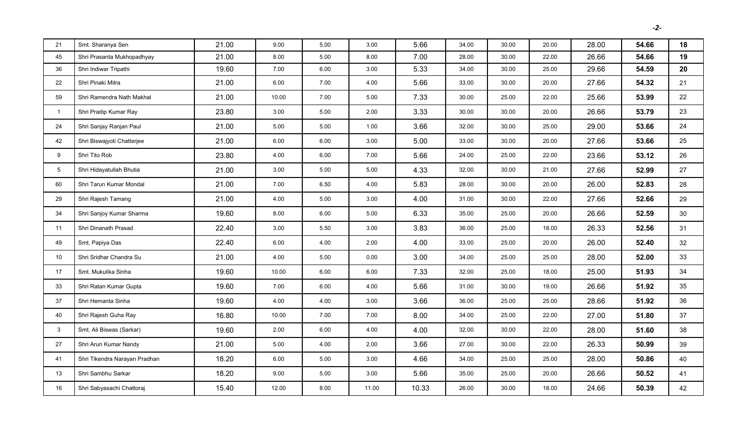| | | | | | | | | | | | | |
|---|---|---|---|---|---|---|---|---|---|---|---|---|
| 21 | Smt. Sharanya Sen | 21.00 | 9.00 | 5.00 | 3.00 | 5.66 | 34.00 | 30.00 | 20.00 | 28.00 | **54.66** | **18** |
| 45 | Shri Prasanta Mukhopadhyay | 21.00 | 8.00 | 5.00 | 8.00 | 7.00 | 28.00 | 30.00 | 22.00 | 26.66 | **54.66** | **19** |
| 36 | Shri Indiwar Tripathi | 19.60 | 7.00 | 6.00 | 3.00 | 5.33 | 34.00 | 30.00 | 25.00 | 29.66 | **54.59** | **20** |
| 22 | Shri Pinaki Mitra | 21.00 | 6.00 | 7.00 | 4.00 | 5.66 | 33.00 | 30.00 | 20.00 | 27.66 | **54.32** | 21 |
| 59 | Shri Ramendra Nath Makhal | 21.00 | 10.00 | 7.00 | 5.00 | 7.33 | 30.00 | 25.00 | 22.00 | 25.66 | **53.99** | 22 |
| 1 | Shri Pradip Kumar Ray | 23.80 | 3.00 | 5.00 | 2.00 | 3.33 | 30.00 | 30.00 | 20.00 | 26.66 | **53.79** | 23 |
| 24 | Shri Sanjay Ranjan Paul | 21.00 | 5.00 | 5.00 | 1.00 | 3.66 | 32.00 | 30.00 | 25.00 | 29.00 | **53.66** | 24 |
| 42 | Shri Biswajyoti Chatterjee | 21.00 | 6.00 | 6.00 | 3.00 | 5.00 | 33.00 | 30.00 | 20.00 | 27.66 | **53.66** | 25 |
| 9 | Shri Tito Rob | 23.80 | 4.00 | 6.00 | 7.00 | 5.66 | 24.00 | 25.00 | 22.00 | 23.66 | **53.12** | 26 |
| 5 | Shri Hidayatullah Bhutia | 21.00 | 3.00 | 5.00 | 5.00 | 4.33 | 32.00 | 30.00 | 21.00 | 27.66 | **52.99** | 27 |
| 60 | Shri Tarun Kumar Mondal | 21.00 | 7.00 | 6.50 | 4.00 | 5.83 | 28.00 | 30.00 | 20.00 | 26.00 | **52.83** | 28 |
| 29 | Shri Rajesh Tamang | 21.00 | 4.00 | 5.00 | 3.00 | 4.00 | 31.00 | 30.00 | 22.00 | 27.66 | **52.66** | 29 |
| 34 | Shri Sanjoy Kumar Sharma | 19.60 | 8.00 | 6.00 | 5.00 | 6.33 | 35.00 | 25.00 | 20.00 | 26.66 | **52.59** | 30 |
| 11 | Shri Dinanath Prasad | 22.40 | 3.00 | 5.50 | 3.00 | 3.83 | 36.00 | 25.00 | 18.00 | 26.33 | **52.56** | 31 |
| 49 | Smt. Papiya Das | 22.40 | 6.00 | 4.00 | 2.00 | 4.00 | 33.00 | 25.00 | 20.00 | 26.00 | **52.40** | 32 |
| 10 | Shri Sridhar Chandra Su | 21.00 | 4.00 | 5.00 | 0.00 | 3.00 | 34.00 | 25.00 | 25.00 | 28.00 | **52.00** | 33 |
| 17 | Smt. Mukulika Sinha | 19.60 | 10.00 | 6.00 | 6.00 | 7.33 | 32.00 | 25.00 | 18.00 | 25.00 | **51.93** | 34 |
| 33 | Shri Ratan Kumar Gupta | 19.60 | 7.00 | 6.00 | 4.00 | 5.66 | 31.00 | 30.00 | 19.00 | 26.66 | **51.92** | 35 |
| 37 | Shri Hemanta Sinha | 19.60 | 4.00 | 4.00 | 3.00 | 3.66 | 36.00 | 25.00 | 25.00 | 28.66 | **51.92** | 36 |
| 40 | Shri Rajesh Guha Ray | 16.80 | 10.00 | 7.00 | 7.00 | 8.00 | 34.00 | 25.00 | 22.00 | 27.00 | **51.80** | 37 |
| 3 | Smt. Ali Biswas (Sarkar) | 19.60 | 2.00 | 6.00 | 4.00 | 4.00 | 32.00 | 30.00 | 22.00 | 28.00 | **51.60** | 38 |
| 27 | Shri Arun Kumar Nandy | 21.00 | 5.00 | 4.00 | 2.00 | 3.66 | 27.00 | 30.00 | 22.00 | 26.33 | **50.99** | 39 |
| 41 | Shri Tikendra Narayan Pradhan | 18.20 | 6.00 | 5.00 | 3.00 | 4.66 | 34.00 | 25.00 | 25.00 | 28.00 | **50.86** | 40 |
| 13 | Shri Sambhu Sarkar | 18.20 | 9.00 | 5.00 | 3.00 | 5.66 | 35.00 | 25.00 | 20.00 | 26.66 | **50.52** | 41 |
| 16 | Shri Sabyasachi Chattoraj | 15.40 | 12.00 | 8.00 | 11.00 | 10.33 | 26.00 | 30.00 | 18.00 | 24.66 | **50.39** | 42 |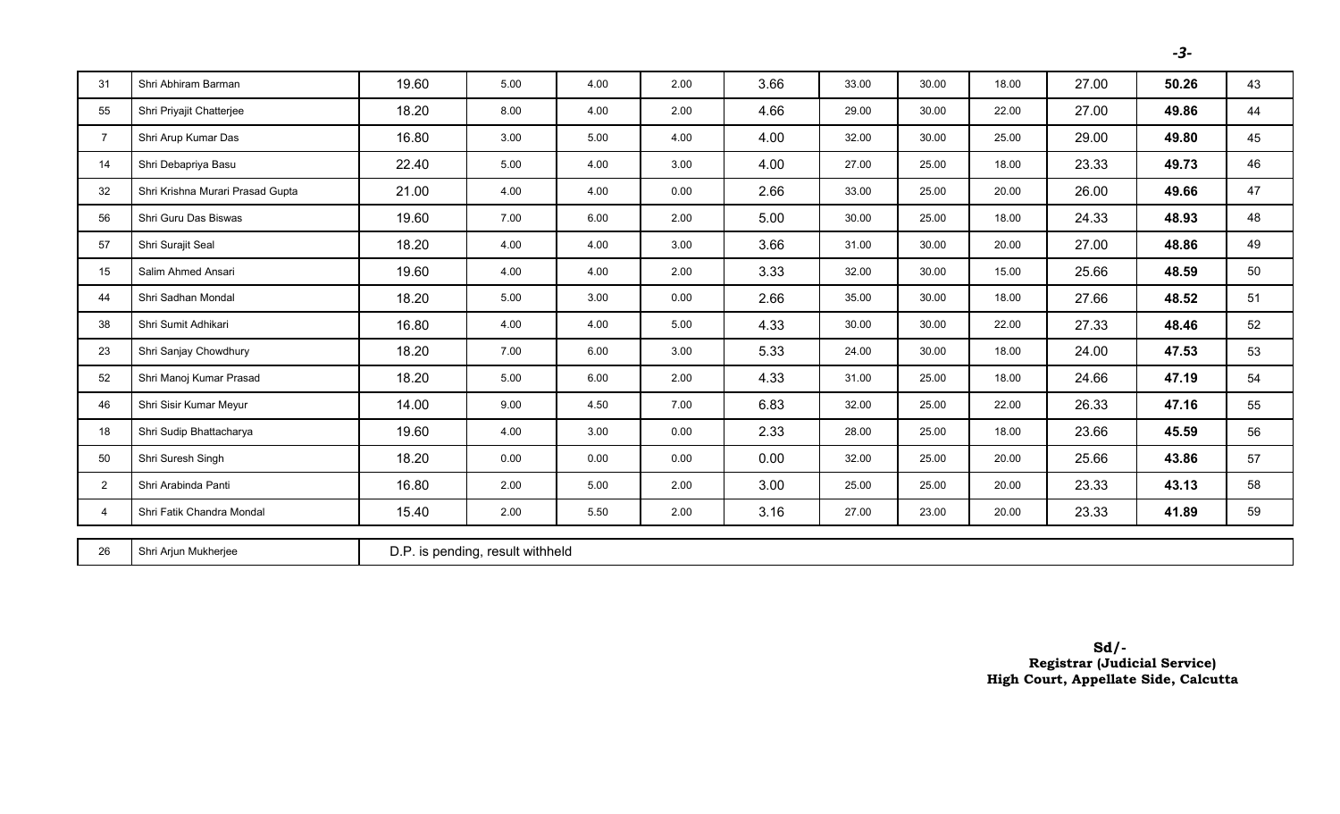| | | | | | | | | | | | | |
|---|---|---|---|---|---|---|---|---|---|---|---|---|
| 31 | Shri Abhiram Barman | 19.60 | 5.00 | 4.00 | 2.00 | 3.66 | 33.00 | 30.00 | 18.00 | 27.00 | **50.26** | 43 |
| 55 | Shri Priyajit Chatterjee | 18.20 | 8.00 | 4.00 | 2.00 | 4.66 | 29.00 | 30.00 | 22.00 | 27.00 | **49.86** | 44 |
| 7 | Shri Arup Kumar Das | 16.80 | 3.00 | 5.00 | 4.00 | 4.00 | 32.00 | 30.00 | 25.00 | 29.00 | **49.80** | 45 |
| 14 | Shri Debapriya Basu | 22.40 | 5.00 | 4.00 | 3.00 | 4.00 | 27.00 | 25.00 | 18.00 | 23.33 | **49.73** | 46 |
| 32 | Shri Krishna Murari Prasad Gupta | 21.00 | 4.00 | 4.00 | 0.00 | 2.66 | 33.00 | 25.00 | 20.00 | 26.00 | **49.66** | 47 |
| 56 | Shri Guru Das Biswas | 19.60 | 7.00 | 6.00 | 2.00 | 5.00 | 30.00 | 25.00 | 18.00 | 24.33 | **48.93** | 48 |
| 57 | Shri Surajit Seal | 18.20 | 4.00 | 4.00 | 3.00 | 3.66 | 31.00 | 30.00 | 20.00 | 27.00 | **48.86** | 49 |
| 15 | Salim Ahmed Ansari | 19.60 | 4.00 | 4.00 | 2.00 | 3.33 | 32.00 | 30.00 | 15.00 | 25.66 | **48.59** | 50 |
| 44 | Shri Sadhan Mondal | 18.20 | 5.00 | 3.00 | 0.00 | 2.66 | 35.00 | 30.00 | 18.00 | 27.66 | **48.52** | 51 |
| 38 | Shri Sumit Adhikari | 16.80 | 4.00 | 4.00 | 5.00 | 4.33 | 30.00 | 30.00 | 22.00 | 27.33 | **48.46** | 52 |
| 23 | Shri Sanjay Chowdhury | 18.20 | 7.00 | 6.00 | 3.00 | 5.33 | 24.00 | 30.00 | 18.00 | 24.00 | **47.53** | 53 |
| 52 | Shri Manoj Kumar Prasad | 18.20 | 5.00 | 6.00 | 2.00 | 4.33 | 31.00 | 25.00 | 18.00 | 24.66 | **47.19** | 54 |
| 46 | Shri Sisir Kumar Meyur | 14.00 | 9.00 | 4.50 | 7.00 | 6.83 | 32.00 | 25.00 | 22.00 | 26.33 | **47.16** | 55 |
| 18 | Shri Sudip Bhattacharya | 19.60 | 4.00 | 3.00 | 0.00 | 2.33 | 28.00 | 25.00 | 18.00 | 23.66 | **45.59** | 56 |
| 50 | Shri Suresh Singh | 18.20 | 0.00 | 0.00 | 0.00 | 0.00 | 32.00 | 25.00 | 20.00 | 25.66 | **43.86** | 57 |
| 2 | Shri Arabinda Panti | 16.80 | 2.00 | 5.00 | 2.00 | 3.00 | 25.00 | 25.00 | 20.00 | 23.33 | **43.13** | 58 |
| 4 | Shri Fatik Chandra Mondal | 15.40 | 2.00 | 5.50 | 2.00 | 3.16 | 27.00 | 23.00 | 20.00 | 23.33 | **41.89** | 59 |
| 26 | Shri Arjun Mukherjee | D.P. is pending, result withheld | | | | | | | | | | |

**Sd/-**
**Registrar (Judicial Service)**
**High Court, Appellate Side, Calcutta**